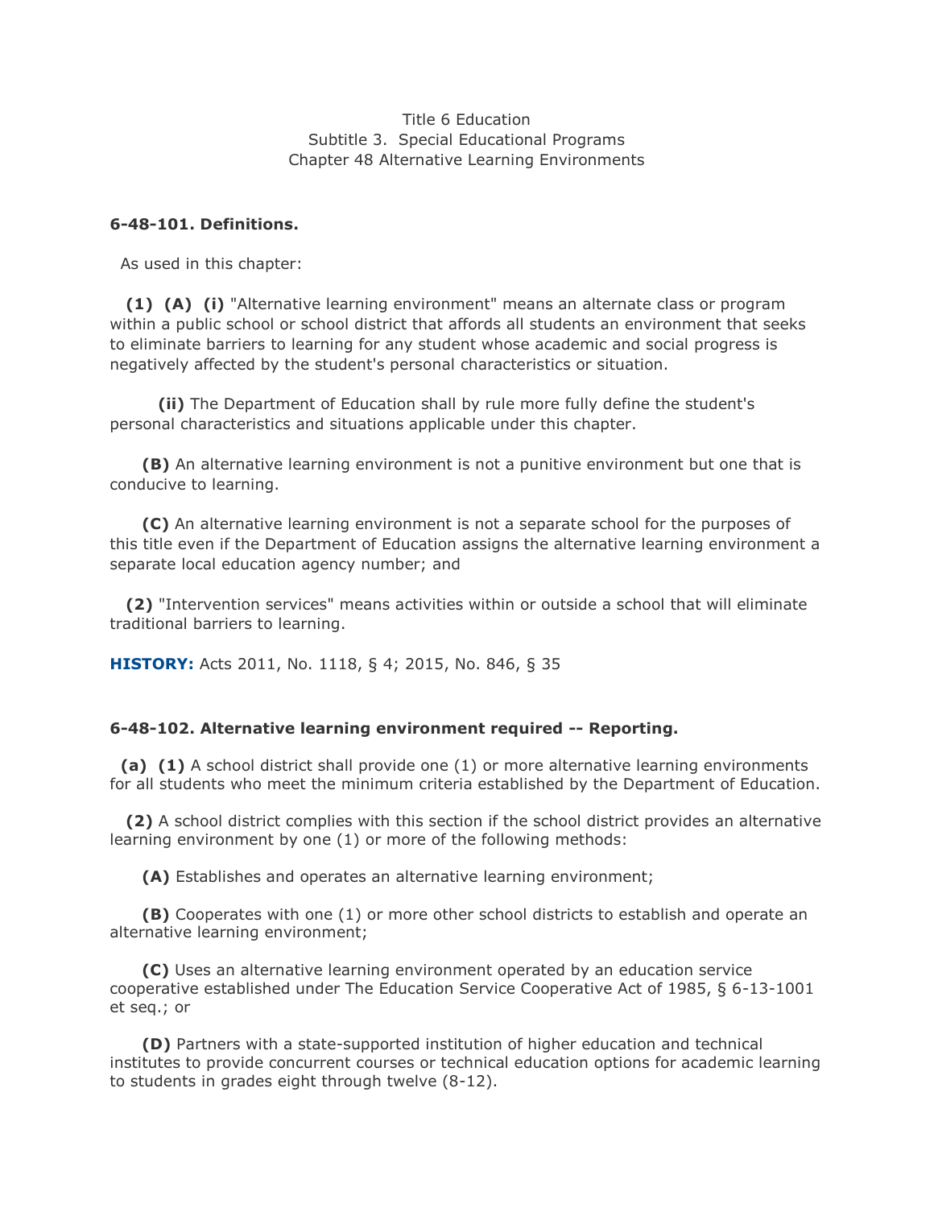Title 6 Education
Subtitle 3. Special Educational Programs
Chapter 48 Alternative Learning Environments

**6-48-101. Definitions.**

As used in this chapter:

**(1) (A) (i)** "Alternative learning environment" means an alternate class or program within a public school or school district that affords all students an environment that seeks to eliminate barriers to learning for any student whose academic and social progress is negatively affected by the student's personal characteristics or situation.

**(ii)** The Department of Education shall by rule more fully define the student's personal characteristics and situations applicable under this chapter.

**(B)** An alternative learning environment is not a punitive environment but one that is conducive to learning.

**(C)** An alternative learning environment is not a separate school for the purposes of this title even if the Department of Education assigns the alternative learning environment a separate local education agency number; and

**(2)** "Intervention services" means activities within or outside a school that will eliminate traditional barriers to learning.

**HISTORY:** Acts 2011, No. 1118, § 4; 2015, No. 846, § 35

**6-48-102. Alternative learning environment required -- Reporting.**

**(a) (1)** A school district shall provide one (1) or more alternative learning environments for all students who meet the minimum criteria established by the Department of Education.

**(2)** A school district complies with this section if the school district provides an alternative learning environment by one (1) or more of the following methods:

**(A)** Establishes and operates an alternative learning environment;

**(B)** Cooperates with one (1) or more other school districts to establish and operate an alternative learning environment;

**(C)** Uses an alternative learning environment operated by an education service cooperative established under The Education Service Cooperative Act of 1985, § 6-13-1001 et seq.; or

**(D)** Partners with a state-supported institution of higher education and technical institutes to provide concurrent courses or technical education options for academic learning to students in grades eight through twelve (8-12).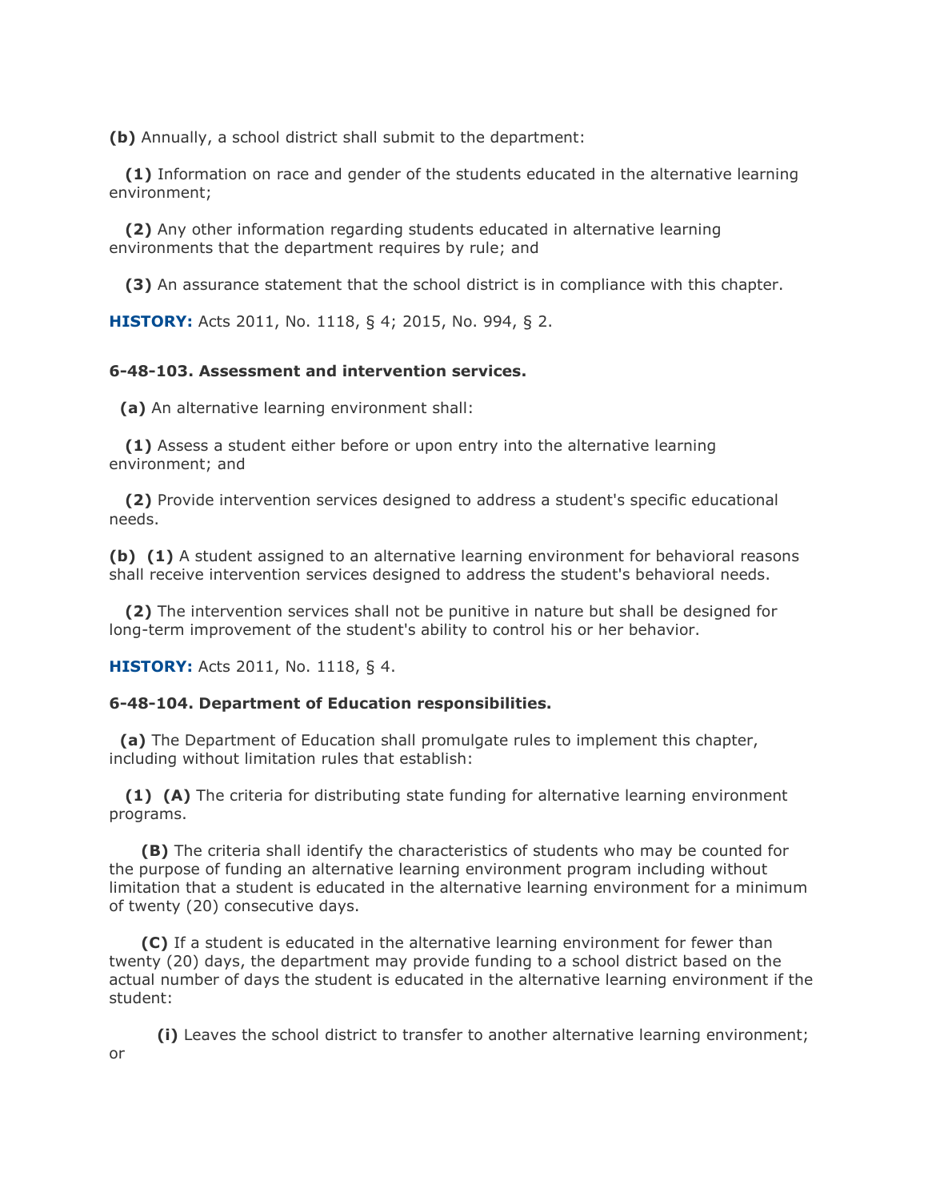**(b)** Annually, a school district shall submit to the department:

**(1)** Information on race and gender of the students educated in the alternative learning environment;

**(2)** Any other information regarding students educated in alternative learning environments that the department requires by rule; and

**(3)** An assurance statement that the school district is in compliance with this chapter.

**HISTORY:** Acts 2011, No. 1118, § 4; 2015, No. 994, § 2.

**6-48-103. Assessment and intervention services.**

**(a)** An alternative learning environment shall:

**(1)** Assess a student either before or upon entry into the alternative learning environment; and

**(2)** Provide intervention services designed to address a student's specific educational needs.

**(b)** **(1)** A student assigned to an alternative learning environment for behavioral reasons shall receive intervention services designed to address the student's behavioral needs.

**(2)** The intervention services shall not be punitive in nature but shall be designed for long-term improvement of the student's ability to control his or her behavior.

**HISTORY:** Acts 2011, No. 1118, § 4.

**6-48-104. Department of Education responsibilities.**

**(a)** The Department of Education shall promulgate rules to implement this chapter, including without limitation rules that establish:

**(1)** **(A)** The criteria for distributing state funding for alternative learning environment programs.

**(B)** The criteria shall identify the characteristics of students who may be counted for the purpose of funding an alternative learning environment program including without limitation that a student is educated in the alternative learning environment for a minimum of twenty (20) consecutive days.

**(C)** If a student is educated in the alternative learning environment for fewer than twenty (20) days, the department may provide funding to a school district based on the actual number of days the student is educated in the alternative learning environment if the student:

**(i)** Leaves the school district to transfer to another alternative learning environment; or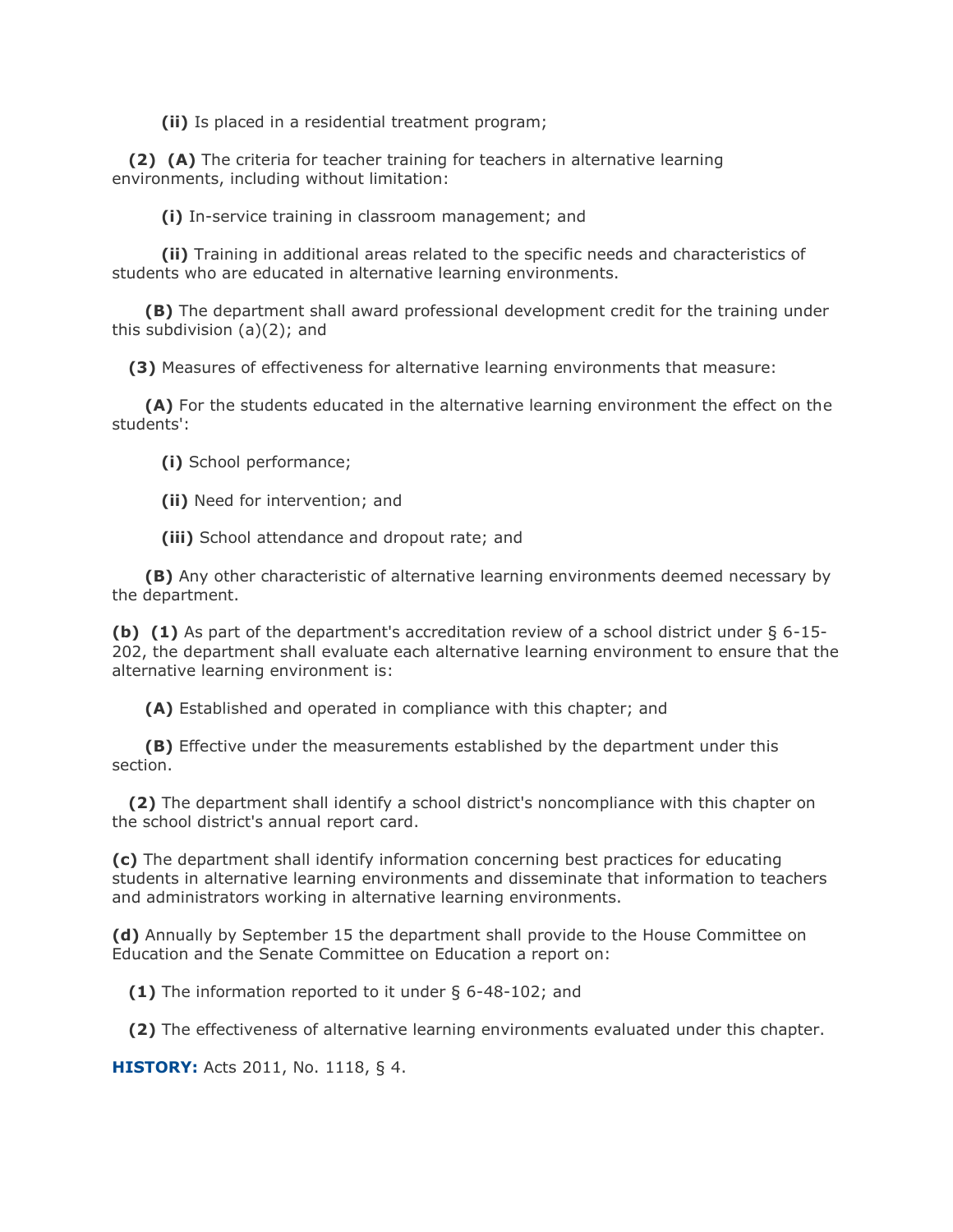**(ii)** Is placed in a residential treatment program;

**(2)** **(A)** The criteria for teacher training for teachers in alternative learning environments, including without limitation:

**(i)** In-service training in classroom management; and

**(ii)** Training in additional areas related to the specific needs and characteristics of students who are educated in alternative learning environments.

**(B)** The department shall award professional development credit for the training under this subdivision (a)(2); and

**(3)** Measures of effectiveness for alternative learning environments that measure:

**(A)** For the students educated in the alternative learning environment the effect on the students':

**(i)** School performance;

**(ii)** Need for intervention; and

**(iii)** School attendance and dropout rate; and

**(B)** Any other characteristic of alternative learning environments deemed necessary by the department.

**(b)** **(1)** As part of the department's accreditation review of a school district under § 6-15-202, the department shall evaluate each alternative learning environment to ensure that the alternative learning environment is:

**(A)** Established and operated in compliance with this chapter; and

**(B)** Effective under the measurements established by the department under this section.

**(2)** The department shall identify a school district's noncompliance with this chapter on the school district's annual report card.

**(c)** The department shall identify information concerning best practices for educating students in alternative learning environments and disseminate that information to teachers and administrators working in alternative learning environments.

**(d)** Annually by September 15 the department shall provide to the House Committee on Education and the Senate Committee on Education a report on:

**(1)** The information reported to it under § 6-48-102; and

**(2)** The effectiveness of alternative learning environments evaluated under this chapter.

**HISTORY:** Acts 2011, No. 1118, § 4.